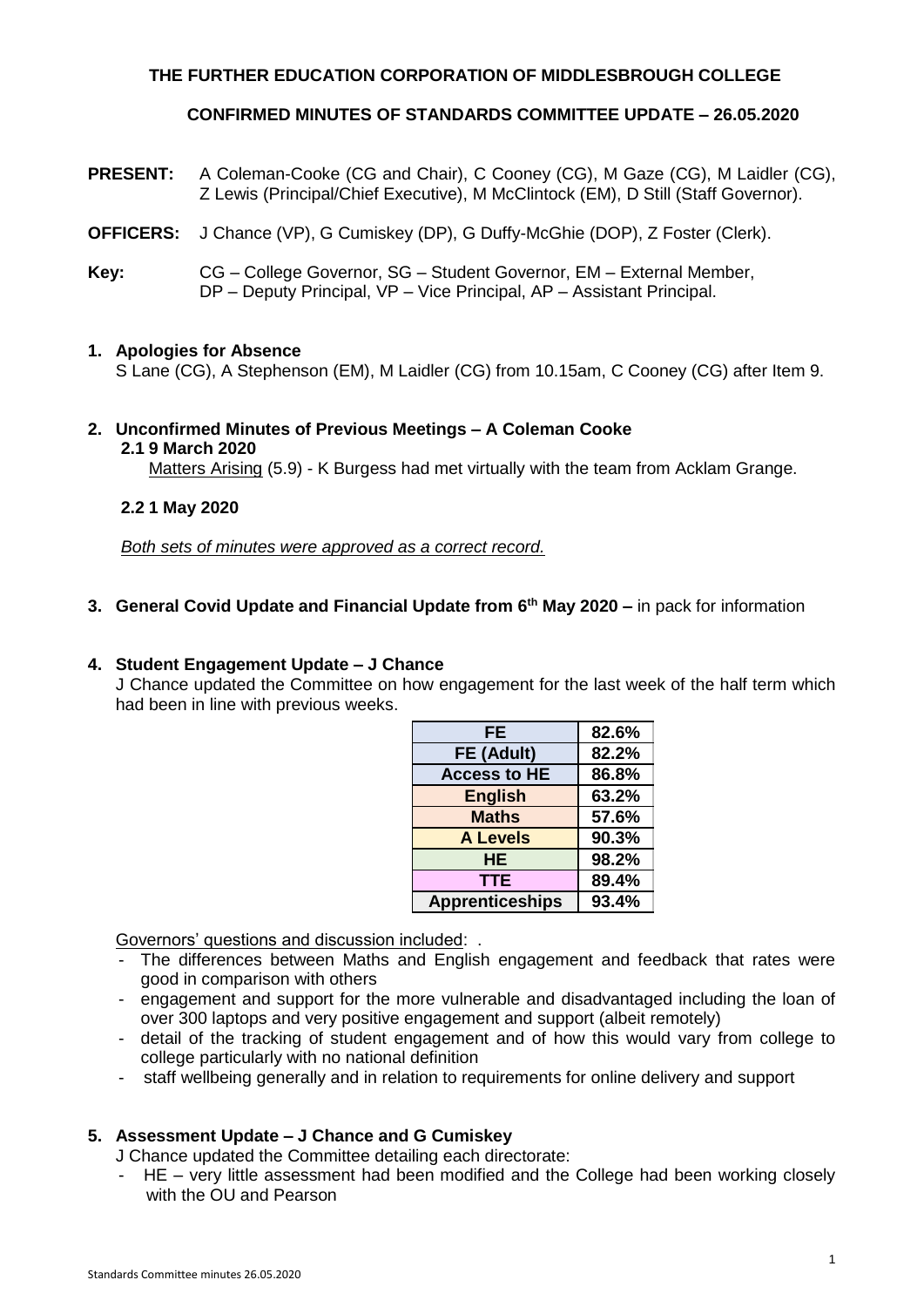**THE FURTHER EDUCATION CORPORATION OF MIDDLESBROUGH COLLEGE**

**CONFIRMED MINUTES OF STANDARDS COMMITTEE UPDATE – 26.05.2020**

**PRESENT:** A Coleman-Cooke (CG and Chair), C Cooney (CG), M Gaze (CG), M Laidler (CG), Z Lewis (Principal/Chief Executive), M McClintock (EM), D Still (Staff Governor).

**OFFICERS:** J Chance (VP), G Cumiskey (DP), G Duffy-McGhie (DOP), Z Foster (Clerk).

**Key:** CG – College Governor, SG – Student Governor, EM – External Member, DP – Deputy Principal, VP – Vice Principal, AP – Assistant Principal.

**1. Apologies for Absence**

S Lane (CG), A Stephenson (EM), M Laidler (CG) from 10.15am, C Cooney (CG) after Item 9.

**2. Unconfirmed Minutes of Previous Meetings – A Coleman Cooke**

**2.1 9 March 2020**

Matters Arising (5.9) - K Burgess had met virtually with the team from Acklam Grange.

**2.2 1 May 2020**

*Both sets of minutes were approved as a correct record.*

**3. General Covid Update and Financial Update from 6th May 2020 –** in pack for information

**4. Student Engagement Update – J Chance**

J Chance updated the Committee on how engagement for the last week of the half term which had been in line with previous weeks.

| FE | 82.6% |
|---|---|
| FE (Adult) | 82.2% |
| Access to HE | 86.8% |
| English | 63.2% |
| Maths | 57.6% |
| A Levels | 90.3% |
| HE | 98.2% |
| TTE | 89.4% |
| Apprenticeships | 93.4% |

Governors' questions and discussion included: .

- The differences between Maths and English engagement and feedback that rates were good in comparison with others
- engagement and support for the more vulnerable and disadvantaged including the loan of over 300 laptops and very positive engagement and support (albeit remotely)
- detail of the tracking of student engagement and of how this would vary from college to college particularly with no national definition
- staff wellbeing generally and in relation to requirements for online delivery and support

**5. Assessment Update – J Chance and G Cumiskey**

J Chance updated the Committee detailing each directorate:

- HE – very little assessment had been modified and the College had been working closely with the OU and Pearson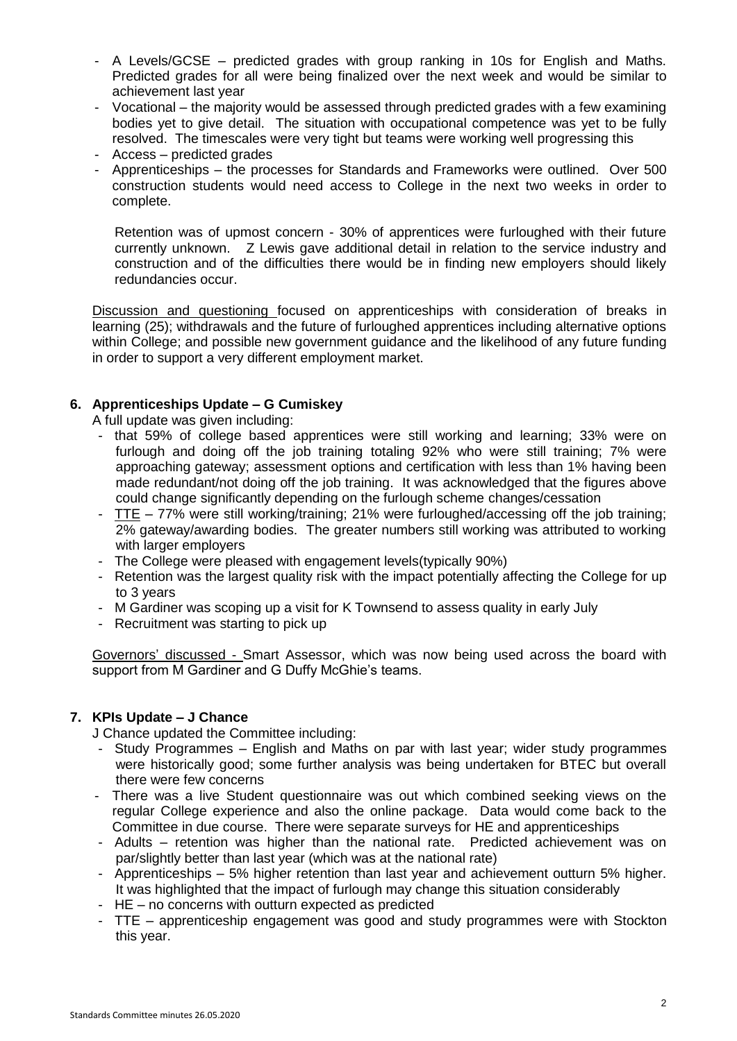- A Levels/GCSE – predicted grades with group ranking in 10s for English and Maths. Predicted grades for all were being finalized over the next week and would be similar to achievement last year
- Vocational – the majority would be assessed through predicted grades with a few examining bodies yet to give detail. The situation with occupational competence was yet to be fully resolved. The timescales were very tight but teams were working well progressing this
- Access – predicted grades
- Apprenticeships – the processes for Standards and Frameworks were outlined. Over 500 construction students would need access to College in the next two weeks in order to complete.

  Retention was of upmost concern - 30% of apprentices were furloughed with their future currently unknown. Z Lewis gave additional detail in relation to the service industry and construction and of the difficulties there would be in finding new employers should likely redundancies occur.

Discussion and questioning focused on apprenticeships with consideration of breaks in learning (25); withdrawals and the future of furloughed apprentices including alternative options within College; and possible new government guidance and the likelihood of any future funding in order to support a very different employment market.

## 6. Apprenticeships Update – G Cumiskey

A full update was given including:

- that 59% of college based apprentices were still working and learning; 33% were on furlough and doing off the job training totaling 92% who were still training; 7% were approaching gateway; assessment options and certification with less than 1% having been made redundant/not doing off the job training. It was acknowledged that the figures above could change significantly depending on the furlough scheme changes/cessation
- TTE – 77% were still working/training; 21% were furloughed/accessing off the job training; 2% gateway/awarding bodies. The greater numbers still working was attributed to working with larger employers
- The College were pleased with engagement levels(typically 90%)
- Retention was the largest quality risk with the impact potentially affecting the College for up to 3 years
- M Gardiner was scoping up a visit for K Townsend to assess quality in early July
- Recruitment was starting to pick up

Governors' discussed - Smart Assessor, which was now being used across the board with support from M Gardiner and G Duffy McGhie's teams.

## 7. KPIs Update – J Chance

J Chance updated the Committee including:

- Study Programmes – English and Maths on par with last year; wider study programmes were historically good; some further analysis was being undertaken for BTEC but overall there were few concerns
- There was a live Student questionnaire was out which combined seeking views on the regular College experience and also the online package. Data would come back to the Committee in due course. There were separate surveys for HE and apprenticeships
- Adults – retention was higher than the national rate. Predicted achievement was on par/slightly better than last year (which was at the national rate)
- Apprenticeships – 5% higher retention than last year and achievement outturn 5% higher. It was highlighted that the impact of furlough may change this situation considerably
- HE – no concerns with outturn expected as predicted
- TTE – apprenticeship engagement was good and study programmes were with Stockton this year.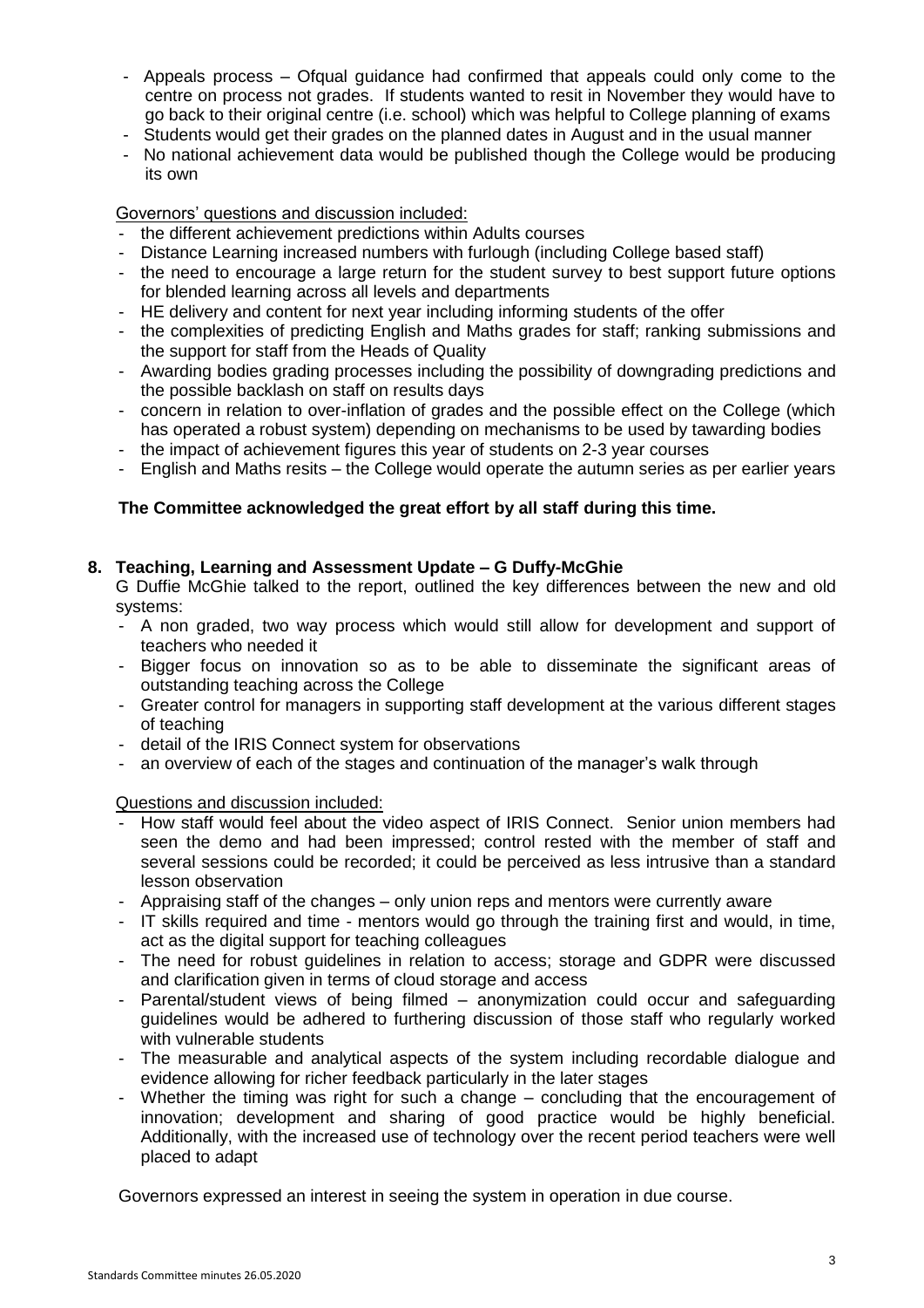- Appeals process – Ofqual guidance had confirmed that appeals could only come to the centre on process not grades. If students wanted to resit in November they would have to go back to their original centre (i.e. school) which was helpful to College planning of exams
- Students would get their grades on the planned dates in August and in the usual manner
- No national achievement data would be published though the College would be producing its own

Governors' questions and discussion included:

- the different achievement predictions within Adults courses
- Distance Learning increased numbers with furlough (including College based staff)
- the need to encourage a large return for the student survey to best support future options for blended learning across all levels and departments
- HE delivery and content for next year including informing students of the offer
- the complexities of predicting English and Maths grades for staff; ranking submissions and the support for staff from the Heads of Quality
- Awarding bodies grading processes including the possibility of downgrading predictions and the possible backlash on staff on results days
- concern in relation to over-inflation of grades and the possible effect on the College (which has operated a robust system) depending on mechanisms to be used by tawarding bodies
- the impact of achievement figures this year of students on 2-3 year courses
- English and Maths resits – the College would operate the autumn series as per earlier years

**The Committee acknowledged the great effort by all staff during this time.**

**8. Teaching, Learning and Assessment Update – G Duffy-McGhie**

G Duffie McGhie talked to the report, outlined the key differences between the new and old systems:

- A non graded, two way process which would still allow for development and support of teachers who needed it
- Bigger focus on innovation so as to be able to disseminate the significant areas of outstanding teaching across the College
- Greater control for managers in supporting staff development at the various different stages of teaching
- detail of the IRIS Connect system for observations
- an overview of each of the stages and continuation of the manager's walk through

Questions and discussion included:

- How staff would feel about the video aspect of IRIS Connect. Senior union members had seen the demo and had been impressed; control rested with the member of staff and several sessions could be recorded; it could be perceived as less intrusive than a standard lesson observation
- Appraising staff of the changes – only union reps and mentors were currently aware
- IT skills required and time - mentors would go through the training first and would, in time, act as the digital support for teaching colleagues
- The need for robust guidelines in relation to access; storage and GDPR were discussed and clarification given in terms of cloud storage and access
- Parental/student views of being filmed – anonymization could occur and safeguarding guidelines would be adhered to furthering discussion of those staff who regularly worked with vulnerable students
- The measurable and analytical aspects of the system including recordable dialogue and evidence allowing for richer feedback particularly in the later stages
- Whether the timing was right for such a change – concluding that the encouragement of innovation; development and sharing of good practice would be highly beneficial. Additionally, with the increased use of technology over the recent period teachers were well placed to adapt

Governors expressed an interest in seeing the system in operation in due course.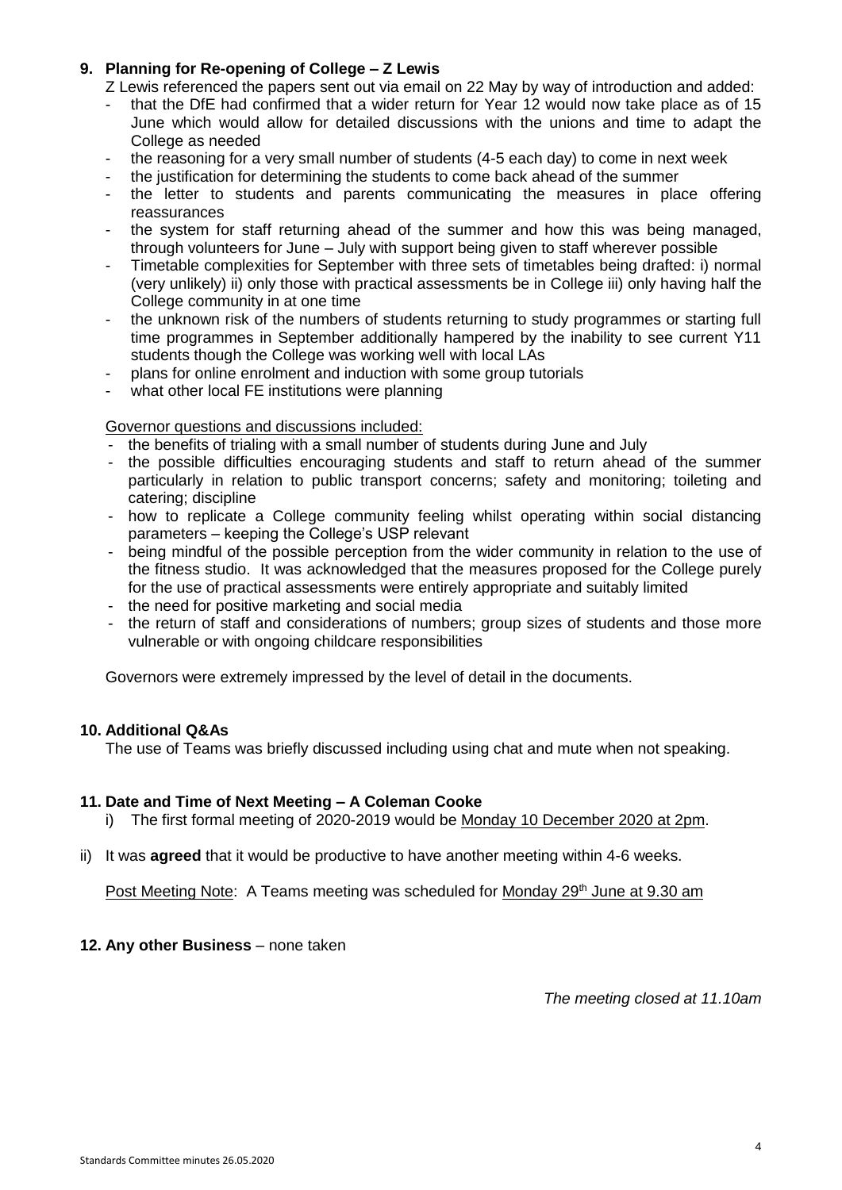**9. Planning for Re-opening of College – Z Lewis**

Z Lewis referenced the papers sent out via email on 22 May by way of introduction and added:

- that the DfE had confirmed that a wider return for Year 12 would now take place as of 15 June which would allow for detailed discussions with the unions and time to adapt the College as needed
- the reasoning for a very small number of students (4-5 each day) to come in next week
- the justification for determining the students to come back ahead of the summer
- the letter to students and parents communicating the measures in place offering reassurances
- the system for staff returning ahead of the summer and how this was being managed, through volunteers for June – July with support being given to staff wherever possible
- Timetable complexities for September with three sets of timetables being drafted: i) normal (very unlikely) ii) only those with practical assessments be in College iii) only having half the College community in at one time
- the unknown risk of the numbers of students returning to study programmes or starting full time programmes in September additionally hampered by the inability to see current Y11 students though the College was working well with local LAs
- plans for online enrolment and induction with some group tutorials
- what other local FE institutions were planning

Governor questions and discussions included:

- the benefits of trialing with a small number of students during June and July
- the possible difficulties encouraging students and staff to return ahead of the summer particularly in relation to public transport concerns; safety and monitoring; toileting and catering; discipline
- how to replicate a College community feeling whilst operating within social distancing parameters – keeping the College's USP relevant
- being mindful of the possible perception from the wider community in relation to the use of the fitness studio. It was acknowledged that the measures proposed for the College purely for the use of practical assessments were entirely appropriate and suitably limited
- the need for positive marketing and social media
- the return of staff and considerations of numbers; group sizes of students and those more vulnerable or with ongoing childcare responsibilities

Governors were extremely impressed by the level of detail in the documents.

**10. Additional Q&As**

The use of Teams was briefly discussed including using chat and mute when not speaking.

**11. Date and Time of Next Meeting – A Coleman Cooke**

i) The first formal meeting of 2020-2019 would be Monday 10 December 2020 at 2pm.

ii) It was **agreed** that it would be productive to have another meeting within 4-6 weeks.

Post Meeting Note: A Teams meeting was scheduled for Monday 29th June at 9.30 am

**12. Any other Business** – none taken

*The meeting closed at 11.10am*